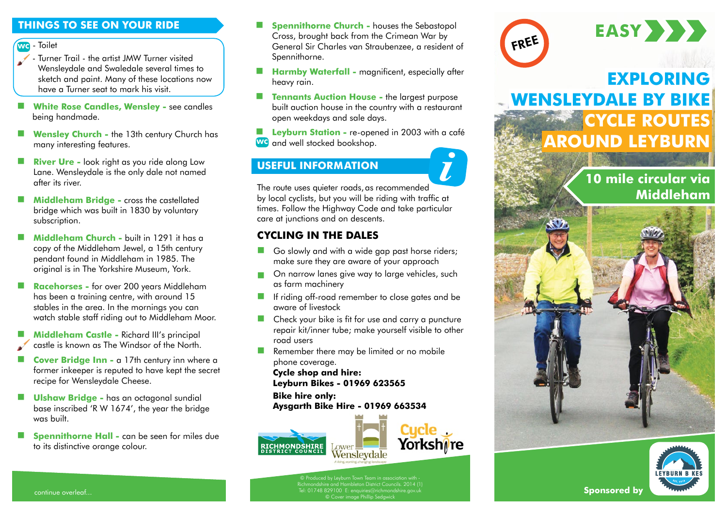## THINGS TO SEE ON YOUR RIDE

WC - Toilet

- Turner Trail - the artist JMW Turner visited Wensleydale and Swaledale several times to sketch and paint. Many of these locations now have a Turner seat to mark his visit.

- **White Rose Candles, Wensley -** see candles being handmade.
- **Wensley Church -** the 13th century Church has many interesting features.
- **River Ure -** look right as you ride along Low Lane. Wensleydale is the only dale not named after its river.
- **Middleham Bridge -** cross the castellated bridge which was built in 1830 by voluntary subscription.
- **Middleham Church -** built in 1291 it has a copy of the Middleham Jewel, a 15th century pendant found in Middleham in 1985. The original is in The Yorkshire Museum, York.
- **Racehorses -** for over 200 years Middleham has been a training centre, with around 15 stables in the area. In the mornings you can watch stable staff riding out to Middleham Moor.
- **Middleham Castle -** Richard III's principal castle is known as The Windsor of the North.
- **Cover Bridge Inn -** a 17th century inn where a former innkeeper is reputed to have kept the secret recipe for Wensleydale Cheese.
- **Ulshaw Bridge -** has an octagonal sundial base inscribed 'R W 1674', the year the bridge was built.
- **Spennithorne Hall -** can be seen for miles due to its distinctive orange colour.

continue overleaf...

- **Spennithorne Church -** houses the Sebastopol Cross, brought back from the Crimean War by General Sir Charles van Straubenzee, a resident of Spennithorne.
- **Harmby Waterfall -** magnificent, especially after heavy rain.
- **Tennants Auction House -** the largest purpose built auction house in the country with a restaurant open weekdays and sale days.
- **Leyburn Station -** re-opened in 2003 with a café WC and well stocked bookshop.

## USEFUL INFORMATION

The route uses quieter roads, as recommended by local cyclists, but you will be riding with traffic at times. Follow the Highway Code and take particular care at junctions and on descents.

### CYCLING IN THE DALES

- Go slowly and with a wide gap past horse riders; make sure they are aware of your approach
- On narrow lanes give way to large vehicles, such as farm machinery
- If riding off-road remember to close gates and be aware of livestock
- Check your bike is fit for use and carry a puncture repair kit/inner tube; make yourself visible to other road users
- Remember there may be limited or no mobile phone coverage.

**Cycle shop and hire:**
**Leyburn Bikes - 01969 623565**

**Bike hire only:**
**Aysgarth Bike Hire - 01969 663534**

Richmondshire District Council | Lower Wensleydale – A living, working, changing landscape | Cycle Yorkshire

© Produced by Leyburn Town Team in association with - Richmondshire and Hambleton District Councils. 2014 (1)
Tel: 01748 829100 E: enquiries@richmondshire.gov.uk
© Cover image Phillip Sedgwick

FREE

EASY

# EXPLORING WENSLEYDALE BY BIKE
# CYCLE ROUTES AROUND LEYBURN

## 10 mile circular via Middleham

Sponsored by Leyburn Bikes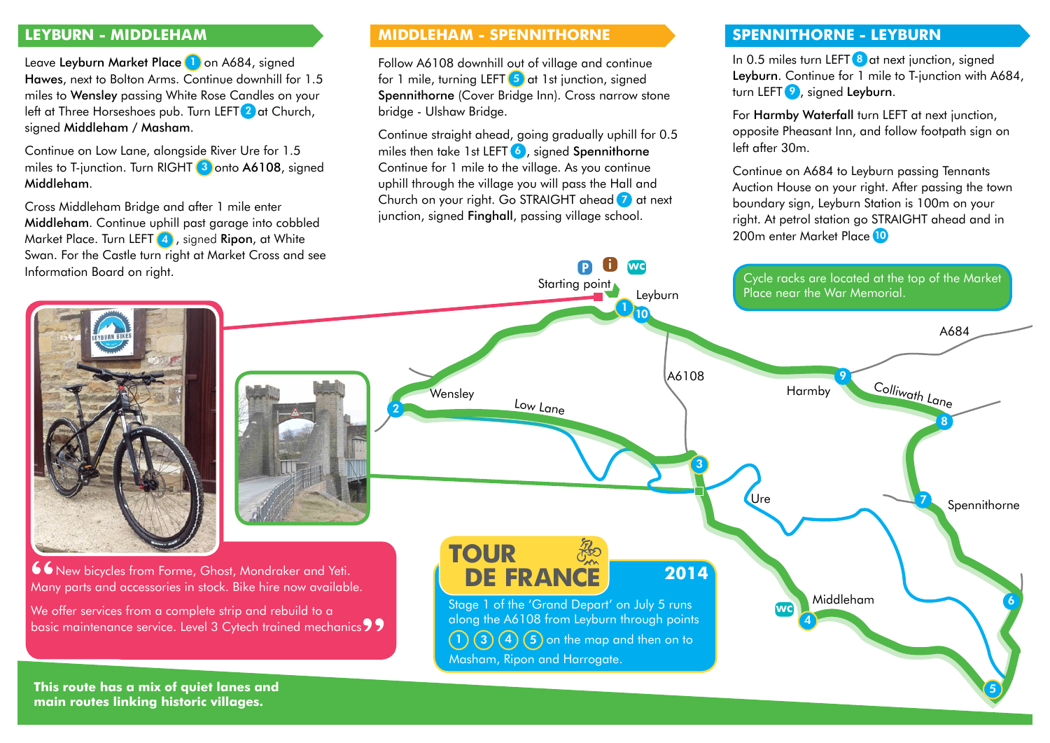## LEYBURN - MIDDLEHAM

Leave **Leyburn Market Place** 1 on A684, signed **Hawes**, next to Bolton Arms. Continue downhill for 1.5 miles to **Wensley** passing White Rose Candles on your left at Three Horseshoes pub. Turn LEFT 2 at Church, signed **Middleham / Masham**.

Continue on Low Lane, alongside River Ure for 1.5 miles to T-junction. Turn RIGHT 3 onto **A6108**, signed **Middleham**.

Cross Middleham Bridge and after 1 mile enter **Middleham**. Continue uphill past garage into cobbled Market Place. Turn LEFT 4, signed **Ripon**, at White Swan. For the Castle turn right at Market Cross and see Information Board on right.

## MIDDLEHAM - SPENNITHORNE

Follow A6108 downhill out of village and continue for 1 mile, turning LEFT 5 at 1st junction, signed **Spennithorne** (Cover Bridge Inn). Cross narrow stone bridge - Ulshaw Bridge.

Continue straight ahead, going gradually uphill for 0.5 miles then take 1st LEFT 6, signed **Spennithorne** Continue for 1 mile to the village. As you continue uphill through the village you will pass the Hall and Church on your right. Go STRAIGHT ahead 7 at next junction, signed **Finghall**, passing village school.

## SPENNITHORNE - LEYBURN

In 0.5 miles turn LEFT 8 at next junction, signed **Leyburn**. Continue for 1 mile to T-junction with A684, turn LEFT 9, signed **Leyburn**.

For **Harmby Waterfall** turn LEFT at next junction, opposite Pheasant Inn, and follow footpath sign on left after 30m.

Continue on A684 to Leyburn passing Tennants Auction House on your right. After passing the town boundary sign, Leyburn Station is 100m on your right. At petrol station go STRAIGHT ahead and in 200m enter Market Place 10

Cycle racks are located at the top of the Market Place near the War Memorial.

P i WC
Starting point
Leyburn
1 10
A6108
A684
Wensley
Low Lane
2
3
Harmby
9
Colliwath Lane
8
Ure
7
Spennithorne
Middleham
WC
4
6
5

"New bicycles from Forme, Ghost, Mondraker and Yeti. Many parts and accessories in stock. Bike hire now available.

We offer services from a complete strip and rebuild to a basic maintenance service. Level 3 Cytech trained mechanics"

**TOUR DE FRANCE 2014**

Stage 1 of the 'Grand Depart' on July 5 runs along the A6108 from Leyburn through points 1 3 4 5 on the map and then on to Masham, Ripon and Harrogate.

**This route has a mix of quiet lanes and main routes linking historic villages.**